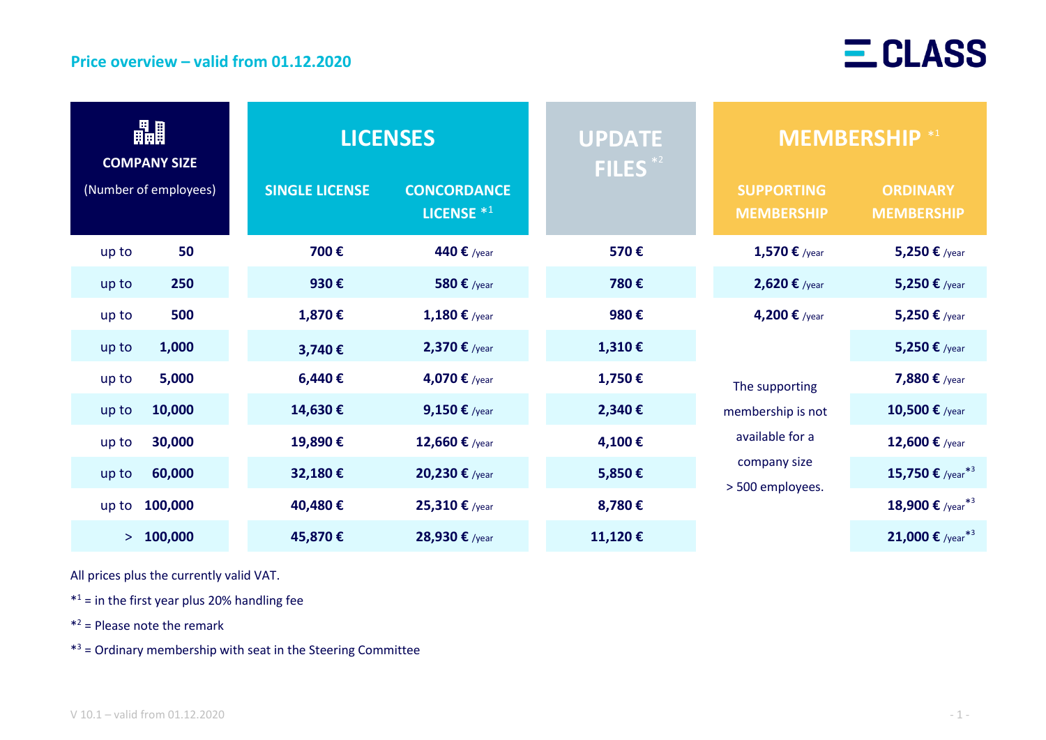## Price overview – valid from 01.12.2020

**CLASS**

| COMPANY SIZE (Number of employees) | LICENSES | | UPDATE FILES *[2] | MEMBERSHIP *[1] | |
|---|---|---|---|---|---|
| | SINGLE LICENSE | CONCORDANCE LICENSE *[1] | | SUPPORTING MEMBERSHIP | ORDINARY MEMBERSHIP |
| up to 50 | 700 € | 440 € /year | 570 € | 1,570 € /year | 5,250 € /year |
| up to 250 | 930 € | 580 € /year | 780 € | 2,620 € /year | 5,250 € /year |
| up to 500 | 1,870 € | 1,180 € /year | 980 € | 4,200 € /year | 5,250 € /year |
| up to 1,000 | 3,740 € | 2,370 € /year | 1,310 € | The supporting membership is not available for a company size > 500 employees. | 5,250 € /year |
| up to 5,000 | 6,440 € | 4,070 € /year | 1,750 € | | 7,880 € /year |
| up to 10,000 | 14,630 € | 9,150 € /year | 2,340 € | | 10,500 € /year |
| up to 30,000 | 19,890 € | 12,660 € /year | 4,100 € | | 12,600 € /year |
| up to 60,000 | 32,180 € | 20,230 € /year | 5,850 € | | 15,750 € /year*[3] |
| up to 100,000 | 40,480 € | 25,310 € /year | 8,780 € | | 18,900 € /year*[3] |
| > 100,000 | 45,870 € | 28,930 € /year | 11,120 € | | 21,000 € /year*[3] |

All prices plus the currently valid VAT.

*[1] = in the first year plus 20% handling fee

*[2] = Please note the remark

*[3] = Ordinary membership with seat in the Steering Committee

V 10.1 – valid from 01.12.2020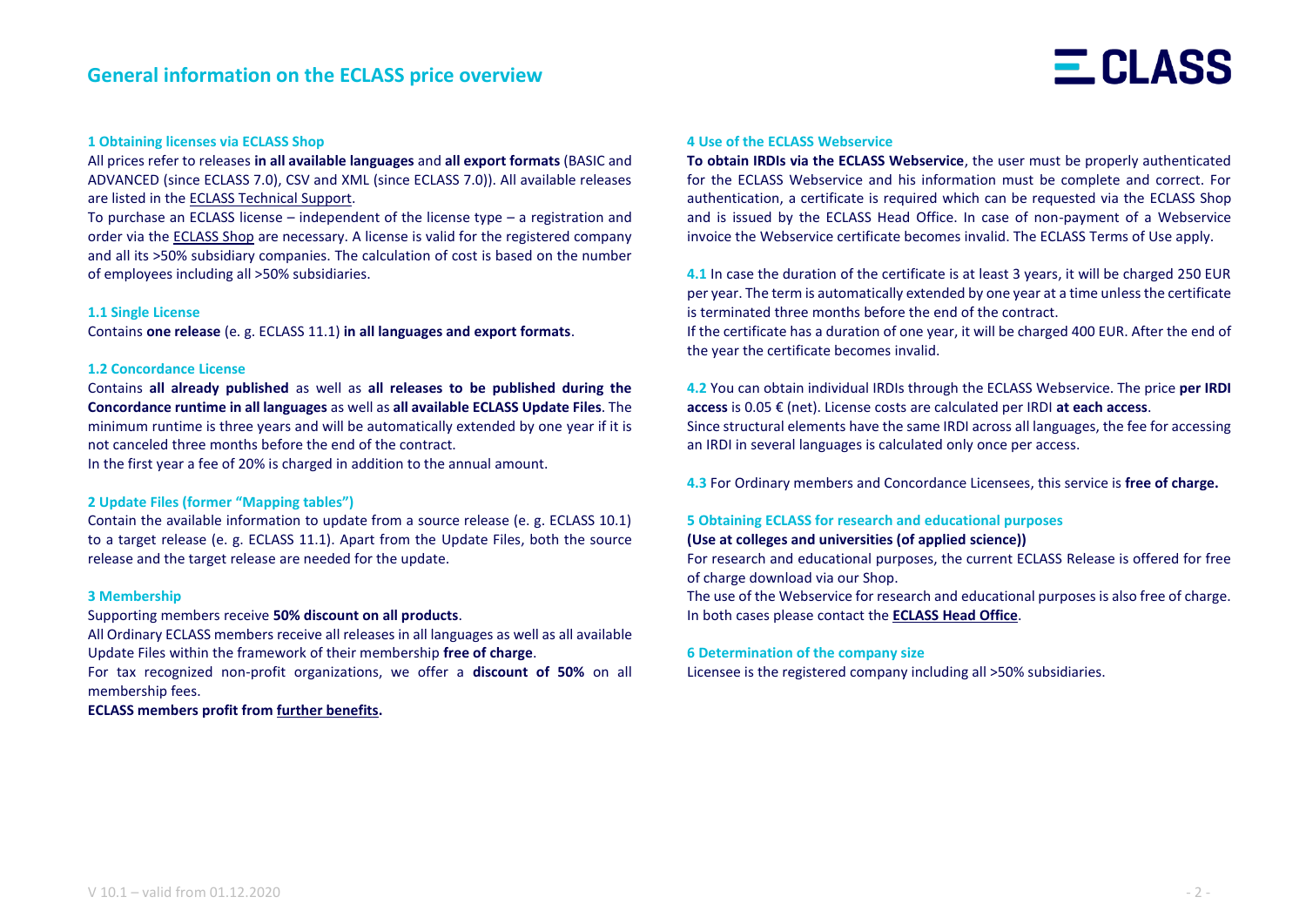# General information on the ECLASS price overview

## 1 Obtaining licenses via ECLASS Shop

All prices refer to releases **in all available languages** and **all export formats** (BASIC and ADVANCED (since ECLASS 7.0), CSV and XML (since ECLASS 7.0)). All available releases are listed in the ECLASS Technical Support.

To purchase an ECLASS license – independent of the license type – a registration and order via the ECLASS Shop are necessary. A license is valid for the registered company and all its >50% subsidiary companies. The calculation of cost is based on the number of employees including all >50% subsidiaries.

### 1.1 Single License

Contains **one release** (e. g. ECLASS 11.1) **in all languages and export formats**.

### 1.2 Concordance License

Contains **all already published** as well as **all releases to be published during the Concordance runtime in all languages** as well as **all available ECLASS Update Files**. The minimum runtime is three years and will be automatically extended by one year if it is not canceled three months before the end of the contract.

In the first year a fee of 20% is charged in addition to the annual amount.

## 2 Update Files (former “Mapping tables”)

Contain the available information to update from a source release (e. g. ECLASS 10.1) to a target release (e. g. ECLASS 11.1). Apart from the Update Files, both the source release and the target release are needed for the update.

## 3 Membership

Supporting members receive **50% discount on all products**.

All Ordinary ECLASS members receive all releases in all languages as well as all available Update Files within the framework of their membership **free of charge**.

For tax recognized non-profit organizations, we offer a **discount of 50%** on all membership fees.

**ECLASS members profit from further benefits.**

## 4 Use of the ECLASS Webservice

**To obtain IRDIs via the ECLASS Webservice**, the user must be properly authenticated for the ECLASS Webservice and his information must be complete and correct. For authentication, a certificate is required which can be requested via the ECLASS Shop and is issued by the ECLASS Head Office. In case of non-payment of a Webservice invoice the Webservice certificate becomes invalid. The ECLASS Terms of Use apply.

**4.1** In case the duration of the certificate is at least 3 years, it will be charged 250 EUR per year. The term is automatically extended by one year at a time unless the certificate is terminated three months before the end of the contract.

If the certificate has a duration of one year, it will be charged 400 EUR. After the end of the year the certificate becomes invalid.

**4.2** You can obtain individual IRDIs through the ECLASS Webservice. The price **per IRDI access** is 0.05 € (net). License costs are calculated per IRDI **at each access**.

Since structural elements have the same IRDI across all languages, the fee for accessing an IRDI in several languages is calculated only once per access.

**4.3** For Ordinary members and Concordance Licensees, this service is **free of charge.**

## 5 Obtaining ECLASS for research and educational purposes

**(Use at colleges and universities (of applied science))**

For research and educational purposes, the current ECLASS Release is offered for free of charge download via our Shop.

The use of the Webservice for research and educational purposes is also free of charge. In both cases please contact the **ECLASS Head Office**.

## 6 Determination of the company size

Licensee is the registered company including all >50% subsidiaries.

V 10.1 – valid from 01.12.2020